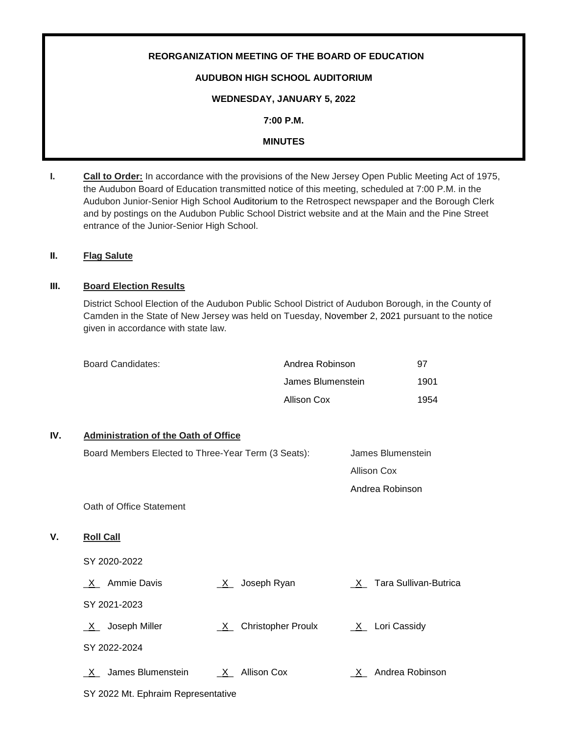**REORGANIZATION MEETING OF THE BOARD OF EDUCATION**

**AUDUBON HIGH SCHOOL AUDITORIUM**

**WEDNESDAY, JANUARY 5, 2022**

**7:00 P.M.**

**MINUTES**

**I. Call to Order:** In accordance with the provisions of the New Jersey Open Public Meeting Act of 1975, the Audubon Board of Education transmitted notice of this meeting, scheduled at 7:00 P.M. in the Audubon Junior-Senior High School Auditorium to the Retrospect newspaper and the Borough Clerk and by postings on the Audubon Public School District website and at the Main and the Pine Street entrance of the Junior-Senior High School.

**II. Flag Salute**

**III. Board Election Results**

District School Election of the Audubon Public School District of Audubon Borough, in the County of Camden in the State of New Jersey was held on Tuesday, November 2, 2021 pursuant to the notice given in accordance with state law.

| Board Candidates: | Andrea Robinson | 97 |
|---|---|---|
| | James Blumenstein | 1901 |
| | Allison Cox | 1954 |

**IV. Administration of the Oath of Office**

Board Members Elected to Three-Year Term (3 Seats): James Blumenstein, Allison Cox, Andrea Robinson

Oath of Office Statement

**V. Roll Call**

SY 2020-2022

_X_ Ammie Davis    _X_ Joseph Ryan    _X_ Tara Sullivan-Butrica

SY 2021-2023

_X_ Joseph Miller    _X_ Christopher Proulx    _X_ Lori Cassidy

SY 2022-2024

_X_ James Blumenstein    _X_ Allison Cox    _X_ Andrea Robinson

SY 2022 Mt. Ephraim Representative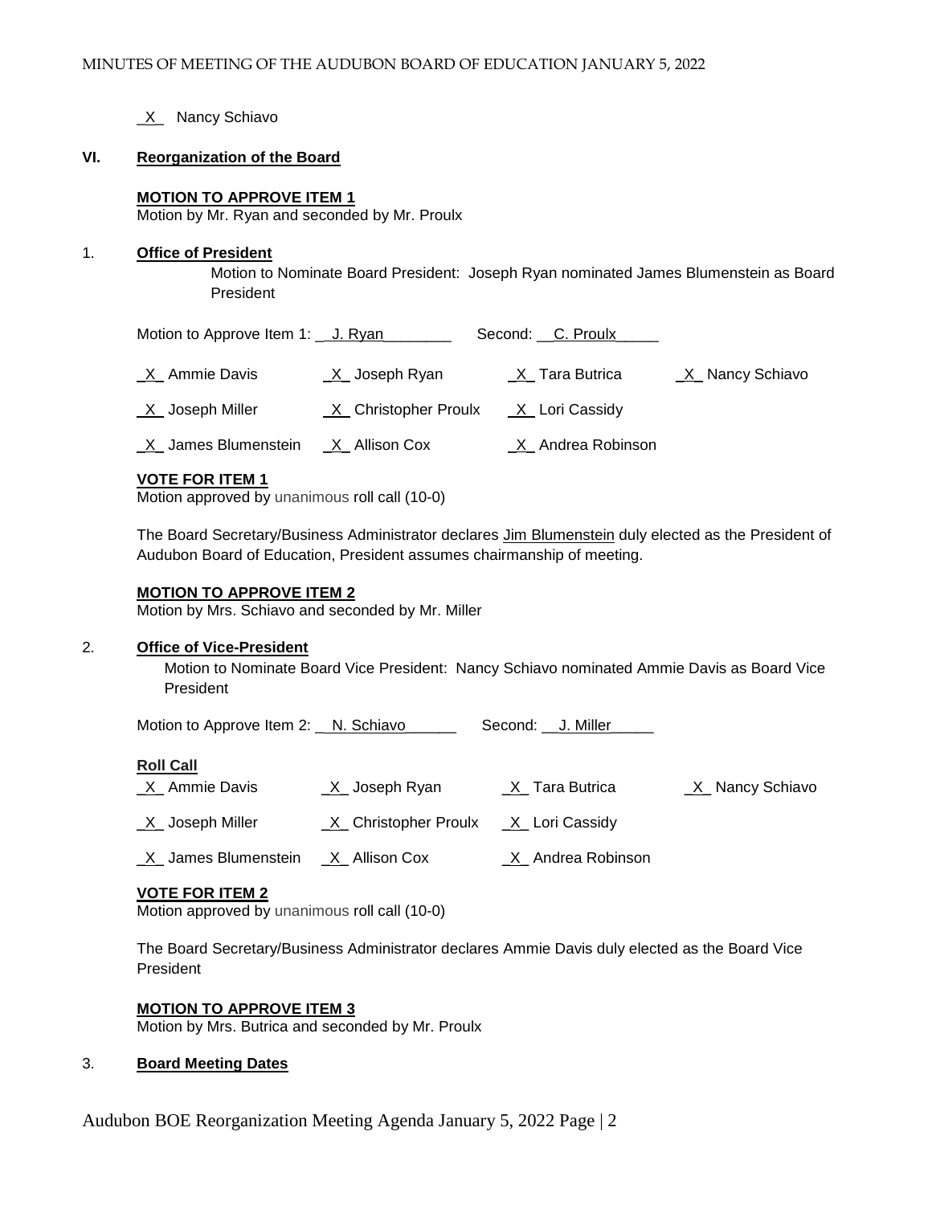_X_ Nancy Schiavo

## VI. Reorganization of the Board

**MOTION TO APPROVE ITEM 1**
Motion by Mr. Ryan and seconded by Mr. Proulx

1. **Office of President**

   Motion to Nominate Board President: Joseph Ryan nominated James Blumenstein as Board President

Motion to Approve Item 1: __J. Ryan________ Second: __C. Proulx_____

| | | | |
|---|---|---|---|
| _X_ Ammie Davis | _X_ Joseph Ryan | _X_ Tara Butrica | _X_ Nancy Schiavo |
| _X_ Joseph Miller | _X_ Christopher Proulx | _X_ Lori Cassidy | |
| _X_ James Blumenstein | _X_ Allison Cox | _X_ Andrea Robinson | |

**VOTE FOR ITEM 1**
Motion approved by unanimous roll call (10-0)

The Board Secretary/Business Administrator declares Jim Blumenstein duly elected as the President of Audubon Board of Education, President assumes chairmanship of meeting.

**MOTION TO APPROVE ITEM 2**
Motion by Mrs. Schiavo and seconded by Mr. Miller

2. **Office of Vice-President**

   Motion to Nominate Board Vice President: Nancy Schiavo nominated Ammie Davis as Board Vice President

Motion to Approve Item 2: __N. Schiavo______ Second: __J. Miller_____

**Roll Call**

| | | | |
|---|---|---|---|
| _X_ Ammie Davis | _X_ Joseph Ryan | _X_ Tara Butrica | _X_ Nancy Schiavo |
| _X_ Joseph Miller | _X_ Christopher Proulx | _X_ Lori Cassidy | |
| _X_ James Blumenstein | _X_ Allison Cox | _X_ Andrea Robinson | |

**VOTE FOR ITEM 2**
Motion approved by unanimous roll call (10-0)

The Board Secretary/Business Administrator declares Ammie Davis duly elected as the Board Vice President

**MOTION TO APPROVE ITEM 3**
Motion by Mrs. Butrica and seconded by Mr. Proulx

3. **Board Meeting Dates**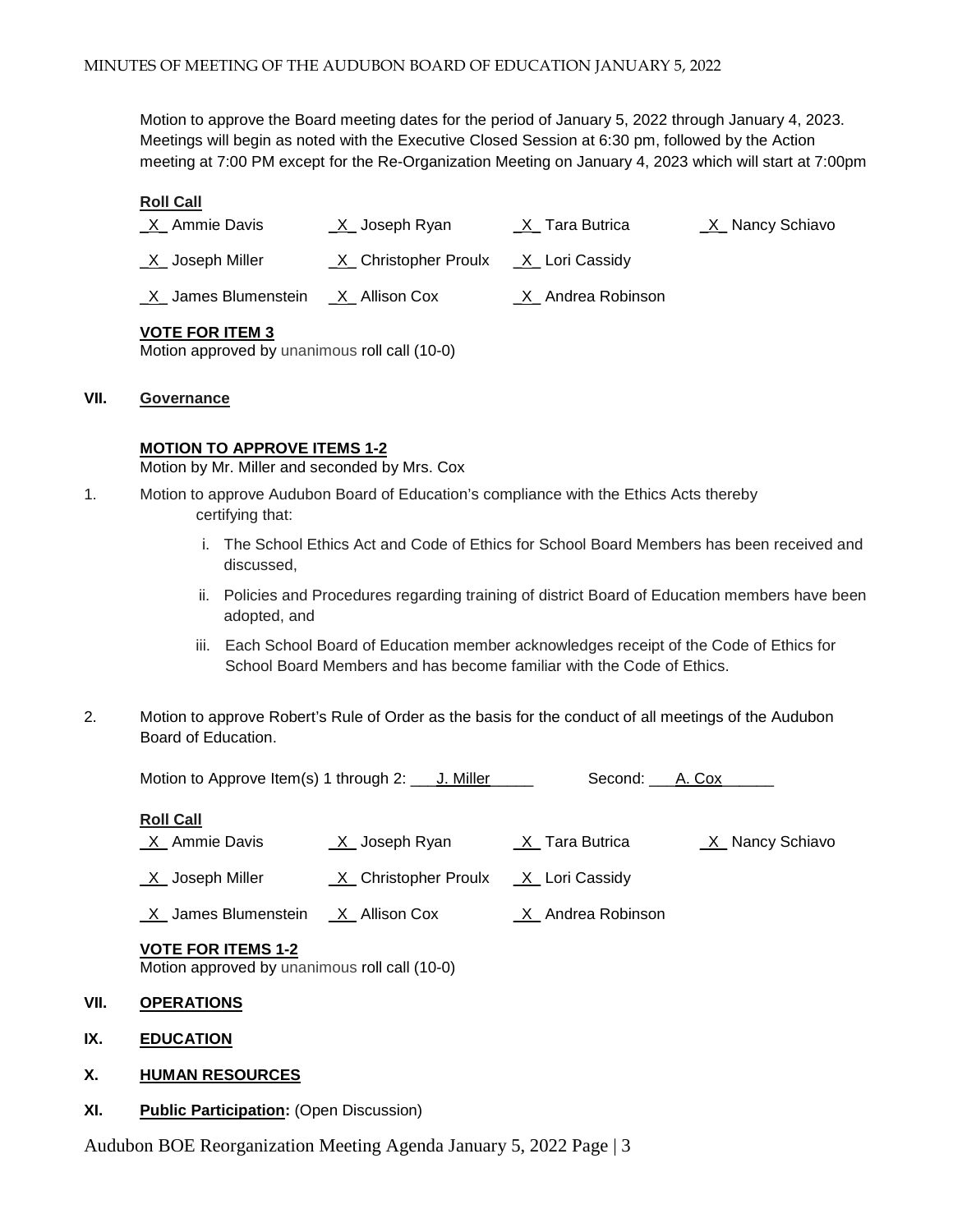Motion to approve the Board meeting dates for the period of January 5, 2022 through January 4, 2023. Meetings will begin as noted with the Executive Closed Session at 6:30 pm, followed by the Action meeting at 7:00 PM except for the Re-Organization Meeting on January 4, 2023 which will start at 7:00pm

**Roll Call**

| | | | |
|---|---|---|---|
| _X_ Ammie Davis | _X_ Joseph Ryan | _X_ Tara Butrica | _X_ Nancy Schiavo |
| _X_ Joseph Miller | _X_ Christopher Proulx | _X_ Lori Cassidy | |
| _X_ James Blumenstein | _X_ Allison Cox | _X_ Andrea Robinson | |

**VOTE FOR ITEM 3**
Motion approved by unanimous roll call (10-0)

## VII. Governance

**MOTION TO APPROVE ITEMS 1-2**
Motion by Mr. Miller and seconded by Mrs. Cox

1. Motion to approve Audubon Board of Education's compliance with the Ethics Acts thereby certifying that:
   i. The School Ethics Act and Code of Ethics for School Board Members has been received and discussed,
   ii. Policies and Procedures regarding training of district Board of Education members have been adopted, and
   iii. Each School Board of Education member acknowledges receipt of the Code of Ethics for School Board Members and has become familiar with the Code of Ethics.

2. Motion to approve Robert's Rule of Order as the basis for the conduct of all meetings of the Audubon Board of Education.

Motion to Approve Item(s) 1 through 2: ___J. Miller_____ Second: ___A. Cox______

**Roll Call**

| | | | |
|---|---|---|---|
| _X_ Ammie Davis | _X_ Joseph Ryan | _X_ Tara Butrica | _X_ Nancy Schiavo |
| _X_ Joseph Miller | _X_ Christopher Proulx | _X_ Lori Cassidy | |
| _X_ James Blumenstein | _X_ Allison Cox | _X_ Andrea Robinson | |

**VOTE FOR ITEMS 1-2**
Motion approved by unanimous roll call (10-0)

## VII. OPERATIONS

## IX. EDUCATION

## X. HUMAN RESOURCES

## XI. Public Participation: (Open Discussion)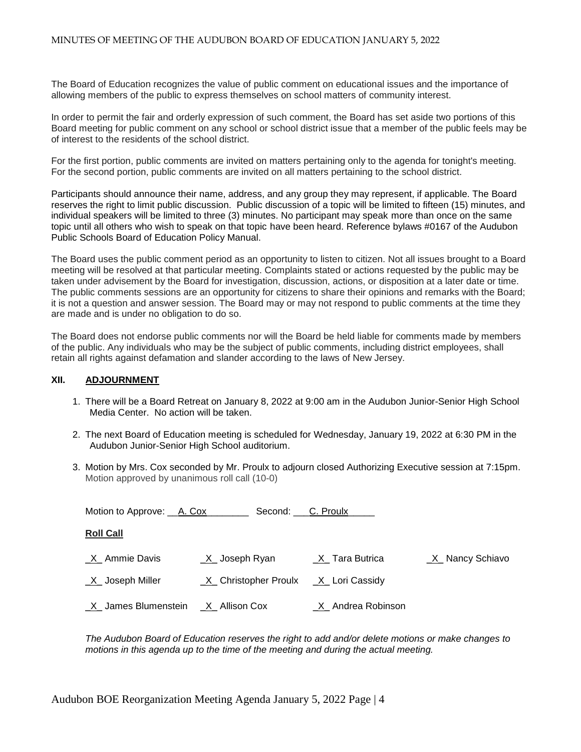The Board of Education recognizes the value of public comment on educational issues and the importance of allowing members of the public to express themselves on school matters of community interest.

In order to permit the fair and orderly expression of such comment, the Board has set aside two portions of this Board meeting for public comment on any school or school district issue that a member of the public feels may be of interest to the residents of the school district.

For the first portion, public comments are invited on matters pertaining only to the agenda for tonight's meeting. For the second portion, public comments are invited on all matters pertaining to the school district.

Participants should announce their name, address, and any group they may represent, if applicable. The Board reserves the right to limit public discussion. Public discussion of a topic will be limited to fifteen (15) minutes, and individual speakers will be limited to three (3) minutes. No participant may speak more than once on the same topic until all others who wish to speak on that topic have been heard. Reference bylaws #0167 of the Audubon Public Schools Board of Education Policy Manual.

The Board uses the public comment period as an opportunity to listen to citizen. Not all issues brought to a Board meeting will be resolved at that particular meeting. Complaints stated or actions requested by the public may be taken under advisement by the Board for investigation, discussion, actions, or disposition at a later date or time. The public comments sessions are an opportunity for citizens to share their opinions and remarks with the Board; it is not a question and answer session. The Board may or may not respond to public comments at the time they are made and is under no obligation to do so.

The Board does not endorse public comments nor will the Board be held liable for comments made by members of the public. Any individuals who may be the subject of public comments, including district employees, shall retain all rights against defamation and slander according to the laws of New Jersey.

## XII. ADJOURNMENT

1. There will be a Board Retreat on January 8, 2022 at 9:00 am in the Audubon Junior-Senior High School Media Center. No action will be taken.

2. The next Board of Education meeting is scheduled for Wednesday, January 19, 2022 at 6:30 PM in the Audubon Junior-Senior High School auditorium.

3. Motion by Mrs. Cox seconded by Mr. Proulx to adjourn closed Authorizing Executive session at 7:15pm. Motion approved by unanimous roll call (10-0)

Motion to Approve: A. Cox Second: C. Proulx

**Roll Call**

_X_ Ammie Davis _X_ Joseph Ryan _X_ Tara Butrica _X_ Nancy Schiavo

_X_ Joseph Miller _X_ Christopher Proulx _X_ Lori Cassidy

_X_ James Blumenstein _X_ Allison Cox _X_ Andrea Robinson

*The Audubon Board of Education reserves the right to add and/or delete motions or make changes to motions in this agenda up to the time of the meeting and during the actual meeting.*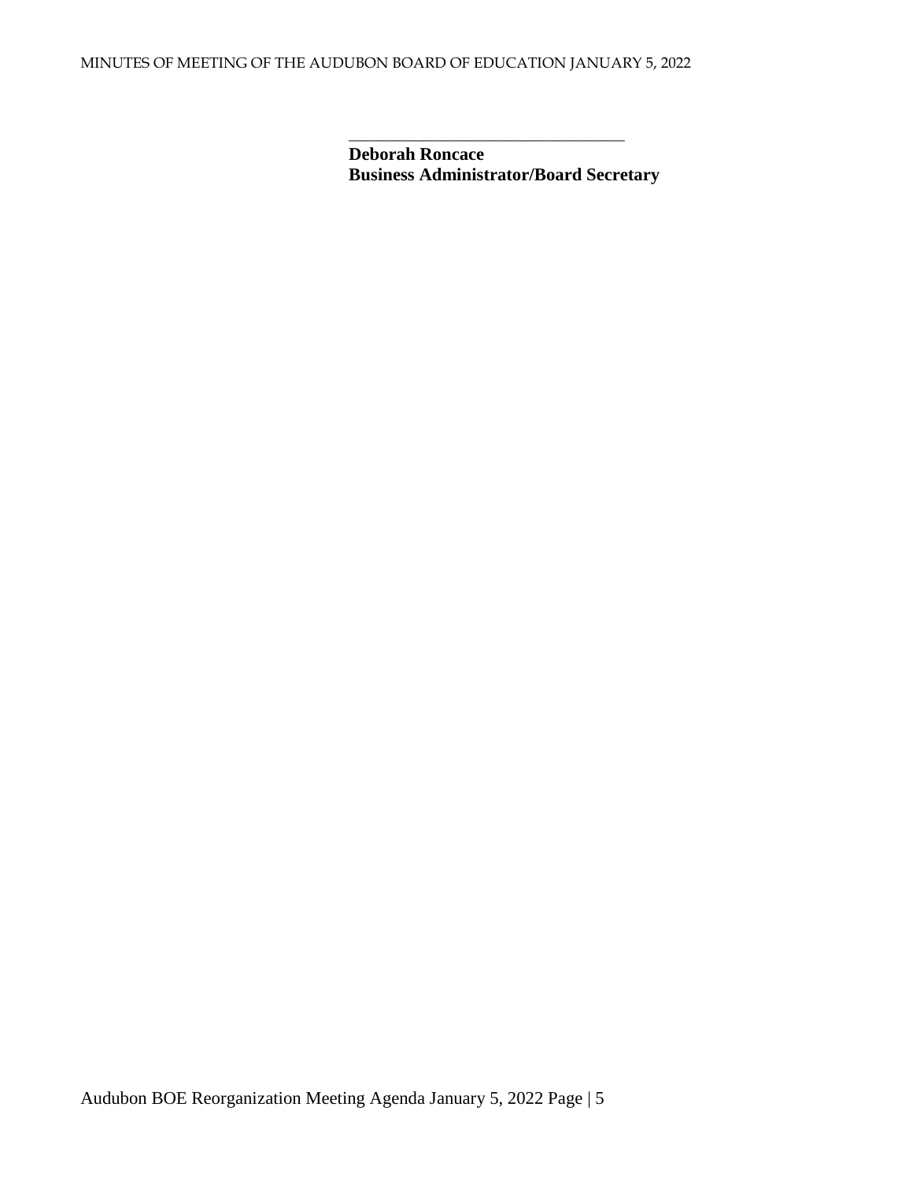\_\_\_\_\_\_\_\_\_\_\_\_\_\_\_\_\_\_\_\_\_\_\_\_\_\_\_\_\_\_\_\_\_\_

**Deborah Roncace**
**Business Administrator/Board Secretary**